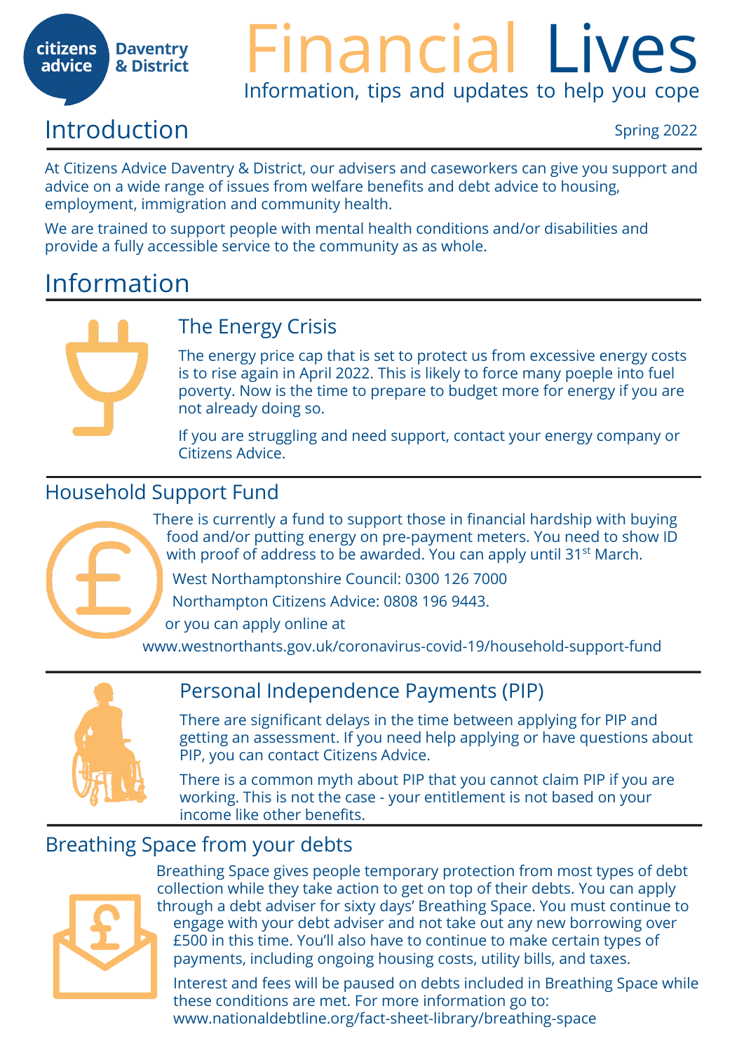citizens advice Daventry & District

# Financial Lives

Information, tips and updates to help you cope

## Introduction

Spring 2022

At Citizens Advice Daventry & District, our advisers and caseworkers can give you support and advice on a wide range of issues from welfare benefits and debt advice to housing, employment, immigration and community health.

We are trained to support people with mental health conditions and/or disabilities and provide a fully accessible service to the community as as whole.

## Information

### The Energy Crisis

The energy price cap that is set to protect us from excessive energy costs is to rise again in April 2022. This is likely to force many poeple into fuel poverty. Now is the time to prepare to budget more for energy if you are not already doing so.

If you are struggling and need support, contact your energy company or Citizens Advice.

### Household Support Fund

There is currently a fund to support those in financial hardship with buying food and/or putting energy on pre-payment meters. You need to show ID with proof of address to be awarded. You can apply until 31st March.

West Northamptonshire Council: 0300 126 7000

Northampton Citizens Advice: 0808 196 9443.

or you can apply online at

www.westnorthants.gov.uk/coronavirus-covid-19/household-support-fund

### Personal Independence Payments (PIP)

There are significant delays in the time between applying for PIP and getting an assessment. If you need help applying or have questions about PIP, you can contact Citizens Advice.

There is a common myth about PIP that you cannot claim PIP if you are working. This is not the case - your entitlement is not based on your income like other benefits.

### Breathing Space from your debts

Breathing Space gives people temporary protection from most types of debt collection while they take action to get on top of their debts. You can apply through a debt adviser for sixty days' Breathing Space. You must continue to engage with your debt adviser and not take out any new borrowing over £500 in this time. You'll also have to continue to make certain types of payments, including ongoing housing costs, utility bills, and taxes.

Interest and fees will be paused on debts included in Breathing Space while these conditions are met. For more information go to: www.nationaldebtline.org/fact-sheet-library/breathing-space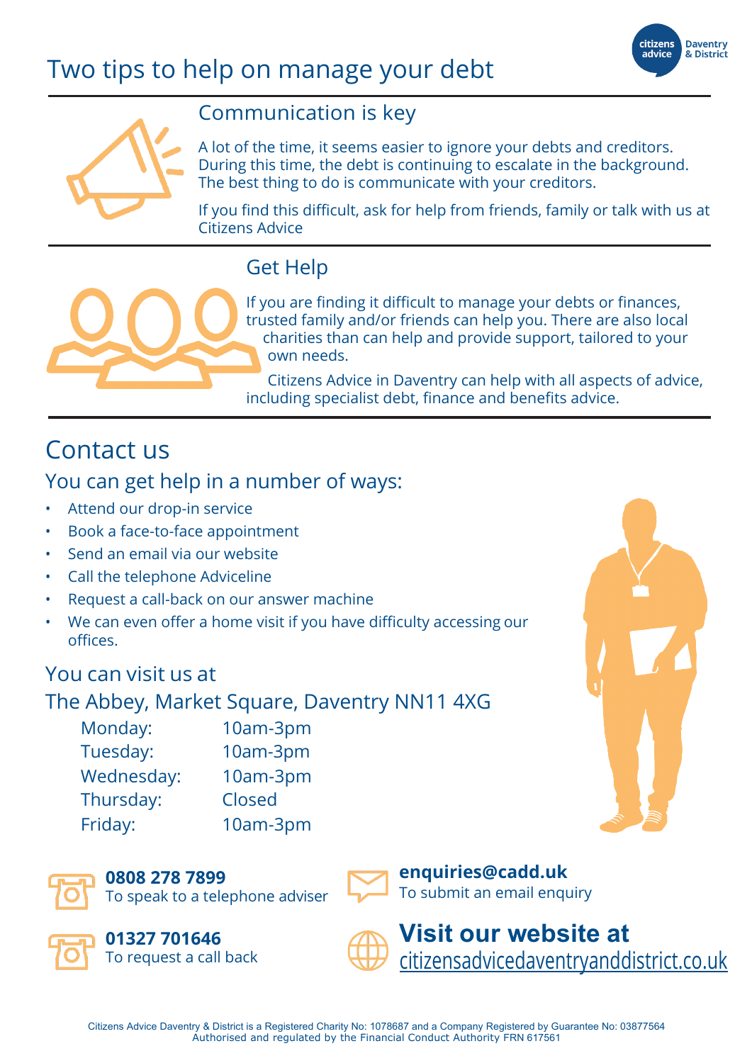# Two tips to help on manage your debt

citizens advice Daventry & District

## Communication is key

A lot of the time, it seems easier to ignore your debts and creditors. During this time, the debt is continuing to escalate in the background. The best thing to do is communicate with your creditors.

If you find this difficult, ask for help from friends, family or talk with us at Citizens Advice

## Get Help

If you are finding it difficult to manage your debts or finances, trusted family and/or friends can help you. There are also local charities than can help and provide support, tailored to your own needs.

Citizens Advice in Daventry can help with all aspects of advice, including specialist debt, finance and benefits advice.

# Contact us

## You can get help in a number of ways:

- Attend our drop-in service
- Book a face-to-face appointment
- Send an email via our website
- Call the telephone Adviceline
- Request a call-back on our answer machine
- We can even offer a home visit if you have difficulty accessing our offices.

## You can visit us at

## The Abbey, Market Square, Daventry NN11 4XG

| | |
|---|---|
| Monday: | 10am-3pm |
| Tuesday: | 10am-3pm |
| Wednesday: | 10am-3pm |
| Thursday: | Closed |
| Friday: | 10am-3pm |

**0808 278 7899**
To speak to a telephone adviser

**01327 701646**
To request a call back

**enquiries@cadd.uk**
To submit an email enquiry

**Visit our website at**
citizensadvicedaventryanddistrict.co.uk

Citizens Advice Daventry & District is a Registered Charity No: 1078687 and a Company Registered by Guarantee No: 03877564
Authorised and regulated by the Financial Conduct Authority FRN 617561